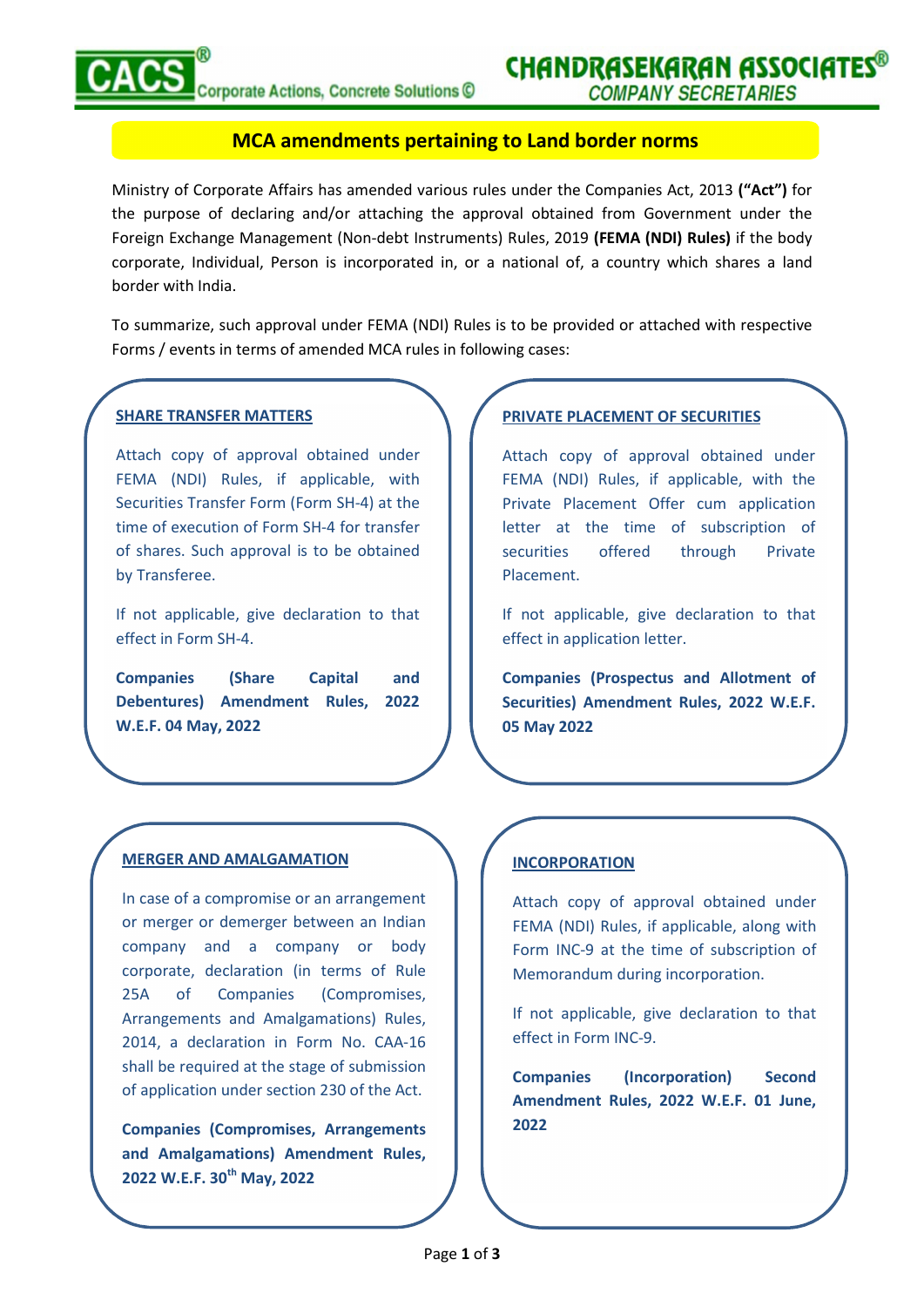# MCA amendments pertaining to Land border norms

Ministry of Corporate Affairs has amended various rules under the Companies Act, 2013 **("Act")** for the purpose of declaring and/or attaching the approval obtained from Government under the Foreign Exchange Management (Non-debt Instruments) Rules, 2019 **(FEMA (NDI) Rules)** if the body corporate, Individual, Person is incorporated in, or a national of, a country which shares a land border with India.

To summarize, such approval under FEMA (NDI) Rules is to be provided or attached with respective Forms / events in terms of amended MCA rules in following cases:

## SHARE TRANSFER MATTERS

Attach copy of approval obtained under FEMA (NDI) Rules, if applicable, with Securities Transfer Form (Form SH-4) at the time of execution of Form SH-4 for transfer of shares. Such approval is to be obtained by Transferee.

If not applicable, give declaration to that effect in Form SH-4.

**Companies (Share Capital and Debentures) Amendment Rules, 2022 W.E.F. 04 May, 2022**

## PRIVATE PLACEMENT OF SECURITIES

Attach copy of approval obtained under FEMA (NDI) Rules, if applicable, with the Private Placement Offer cum application letter at the time of subscription of securities offered through Private Placement.

If not applicable, give declaration to that effect in application letter.

**Companies (Prospectus and Allotment of Securities) Amendment Rules, 2022 W.E.F. 05 May 2022**

## MERGER AND AMALGAMATION

In case of a compromise or an arrangement or merger or demerger between an Indian company and a company or body corporate, declaration (in terms of Rule 25A of Companies (Compromises, Arrangements and Amalgamations) Rules, 2014, a declaration in Form No. CAA-16 shall be required at the stage of submission of application under section 230 of the Act.

**Companies (Compromises, Arrangements and Amalgamations) Amendment Rules, 2022 W.E.F. 30th May, 2022**

## INCORPORATION

Attach copy of approval obtained under FEMA (NDI) Rules, if applicable, along with Form INC-9 at the time of subscription of Memorandum during incorporation.

If not applicable, give declaration to that effect in Form INC-9.

**Companies (Incorporation) Second Amendment Rules, 2022 W.E.F. 01 June, 2022**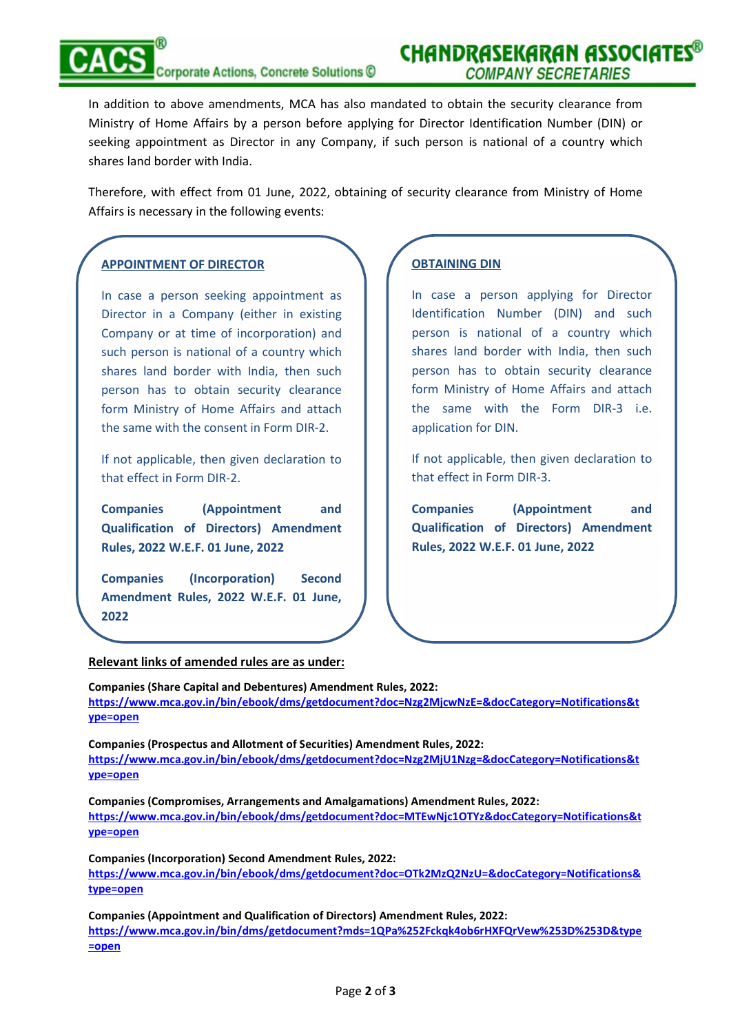In addition to above amendments, MCA has also mandated to obtain the security clearance from Ministry of Home Affairs by a person before applying for Director Identification Number (DIN) or seeking appointment as Director in any Company, if such person is national of a country which shares land border with India.

Therefore, with effect from 01 June, 2022, obtaining of security clearance from Ministry of Home Affairs is necessary in the following events:

**APPOINTMENT OF DIRECTOR**

In case a person seeking appointment as Director in a Company (either in existing Company or at time of incorporation) and such person is national of a country which shares land border with India, then such person has to obtain security clearance form Ministry of Home Affairs and attach the same with the consent in Form DIR-2.

If not applicable, then given declaration to that effect in Form DIR-2.

**Companies (Appointment and Qualification of Directors) Amendment Rules, 2022 W.E.F. 01 June, 2022**

**Companies (Incorporation) Second Amendment Rules, 2022 W.E.F. 01 June, 2022**

**OBTAINING DIN**

In case a person applying for Director Identification Number (DIN) and such person is national of a country which shares land border with India, then such person has to obtain security clearance form Ministry of Home Affairs and attach the same with the Form DIR-3 i.e. application for DIN.

If not applicable, then given declaration to that effect in Form DIR-3.

**Companies (Appointment and Qualification of Directors) Amendment Rules, 2022 W.E.F. 01 June, 2022**

**Relevant links of amended rules are as under:**

**Companies (Share Capital and Debentures) Amendment Rules, 2022:**
https://www.mca.gov.in/bin/ebook/dms/getdocument?doc=Nzg2MjcwNzE=&docCategory=Notifications&type=open

**Companies (Prospectus and Allotment of Securities) Amendment Rules, 2022:**
https://www.mca.gov.in/bin/ebook/dms/getdocument?doc=Nzg2MjU1Nzg=&docCategory=Notifications&type=open

**Companies (Compromises, Arrangements and Amalgamations) Amendment Rules, 2022:**
https://www.mca.gov.in/bin/ebook/dms/getdocument?doc=MTEwNjc1OTYz&docCategory=Notifications&type=open

**Companies (Incorporation) Second Amendment Rules, 2022:**
https://www.mca.gov.in/bin/ebook/dms/getdocument?doc=OTk2MzQ2NzU=&docCategory=Notifications&type=open

**Companies (Appointment and Qualification of Directors) Amendment Rules, 2022:**
https://www.mca.gov.in/bin/dms/getdocument?mds=1QPa%252Fckqk4ob6rHXFQrVew%253D%253D&type=open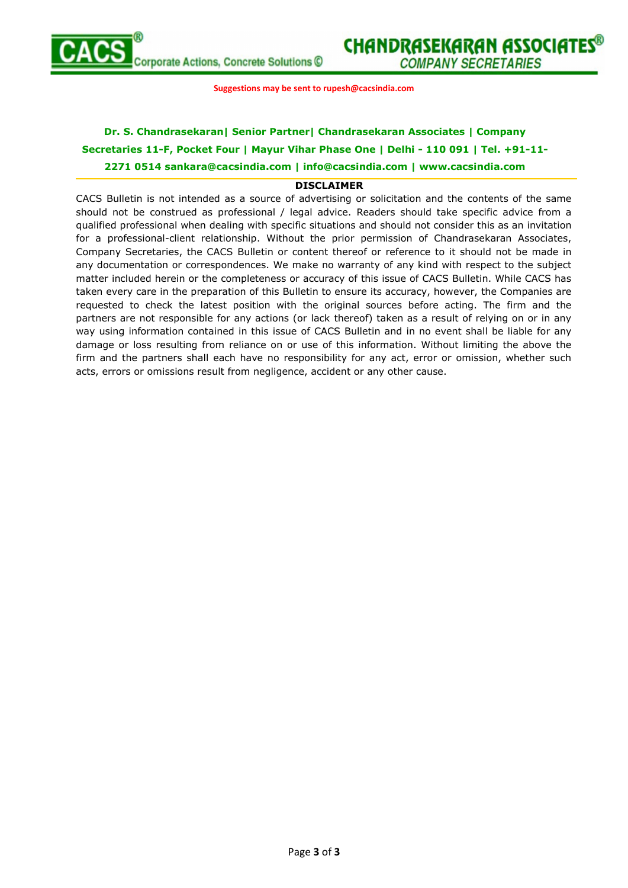Suggestions may be sent to rupesh@cacsindia.com

**Dr. S. Chandrasekaran| Senior Partner| Chandrasekaran Associates | Company Secretaries 11-F, Pocket Four | Mayur Vihar Phase One | Delhi - 110 091 | Tel. +91-11-2271 0514 sankara@cacsindia.com | info@cacsindia.com | www.cacsindia.com**

**DISCLAIMER**

CACS Bulletin is not intended as a source of advertising or solicitation and the contents of the same should not be construed as professional / legal advice. Readers should take specific advice from a qualified professional when dealing with specific situations and should not consider this as an invitation for a professional-client relationship. Without the prior permission of Chandrasekaran Associates, Company Secretaries, the CACS Bulletin or content thereof or reference to it should not be made in any documentation or correspondences. We make no warranty of any kind with respect to the subject matter included herein or the completeness or accuracy of this issue of CACS Bulletin. While CACS has taken every care in the preparation of this Bulletin to ensure its accuracy, however, the Companies are requested to check the latest position with the original sources before acting. The firm and the partners are not responsible for any actions (or lack thereof) taken as a result of relying on or in any way using information contained in this issue of CACS Bulletin and in no event shall be liable for any damage or loss resulting from reliance on or use of this information. Without limiting the above the firm and the partners shall each have no responsibility for any act, error or omission, whether such acts, errors or omissions result from negligence, accident or any other cause.